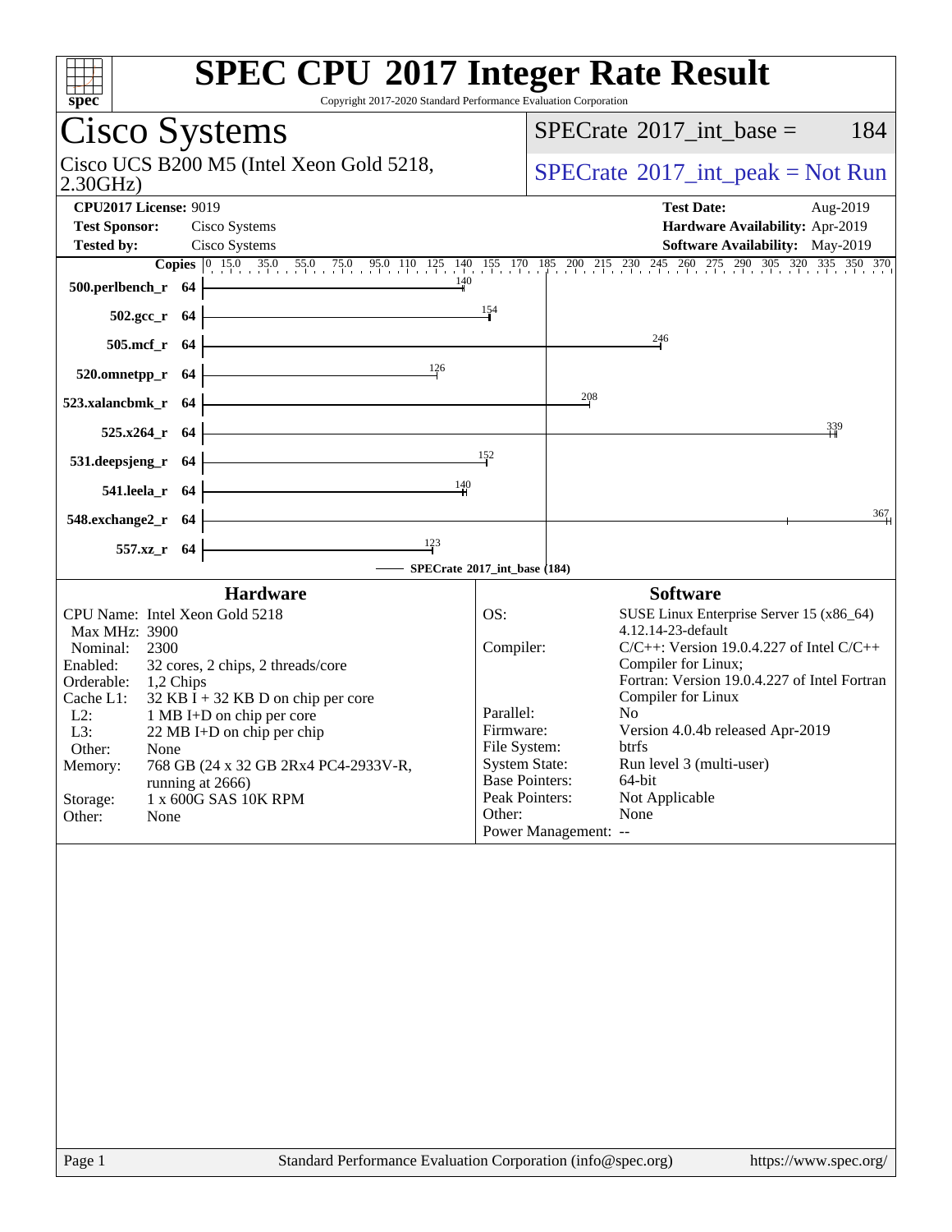# SPEC CPU 2017 Integer Rate Result

Copyright 2017-2020 Standard Performance Evaluation Corporation

## Cisco Systems

Cisco UCS B200 M5 (Intel Xeon Gold 5218, 2.30GHz)

SPECrate 2017_int_base = 184

SPECrate 2017_int_peak = Not Run

**CPU2017 License:** 9019
**Test Sponsor:** Cisco Systems
**Tested by:** Cisco Systems

**Test Date:** Aug-2019
**Hardware Availability:** Apr-2019
**Software Availability:** May-2019

| Benchmark | Copies | Base |
|---|---|---|
| 500.perlbench_r | 64 | 140 |
| 502.gcc_r | 64 | 154 |
| 505.mcf_r | 64 | 246 |
| 520.omnetpp_r | 64 | 126 |
| 523.xalancbmk_r | 64 | 208 |
| 525.x264_r | 64 | 339 |
| 531.deepsjeng_r | 64 | 152 |
| 541.leela_r | 64 | 140 |
| 548.exchange2_r | 64 | 367 |
| 557.xz_r | 64 | 123 |

SPECrate 2017_int_base (184)

### Hardware

| | |
|---|---|
| CPU Name: | Intel Xeon Gold 5218 |
| Max MHz: | 3900 |
| Nominal: | 2300 |
| Enabled: | 32 cores, 2 chips, 2 threads/core |
| Orderable: | 1,2 Chips |
| Cache L1: | 32 KB I + 32 KB D on chip per core |
| L2: | 1 MB I+D on chip per core |
| L3: | 22 MB I+D on chip per chip |
| Other: | None |
| Memory: | 768 GB (24 x 32 GB 2Rx4 PC4-2933V-R, running at 2666) |
| Storage: | 1 x 600G SAS 10K RPM |
| Other: | None |

### Software

| | |
|---|---|
| OS: | SUSE Linux Enterprise Server 15 (x86_64) 4.12.14-23-default |
| Compiler: | C/C++: Version 19.0.4.227 of Intel C/C++ Compiler for Linux; Fortran: Version 19.0.4.227 of Intel Fortran Compiler for Linux |
| Parallel: | No |
| Firmware: | Version 4.0.4b released Apr-2019 |
| File System: | btrfs |
| System State: | Run level 3 (multi-user) |
| Base Pointers: | 64-bit |
| Peak Pointers: | Not Applicable |
| Other: | None |
| Power Management: | -- |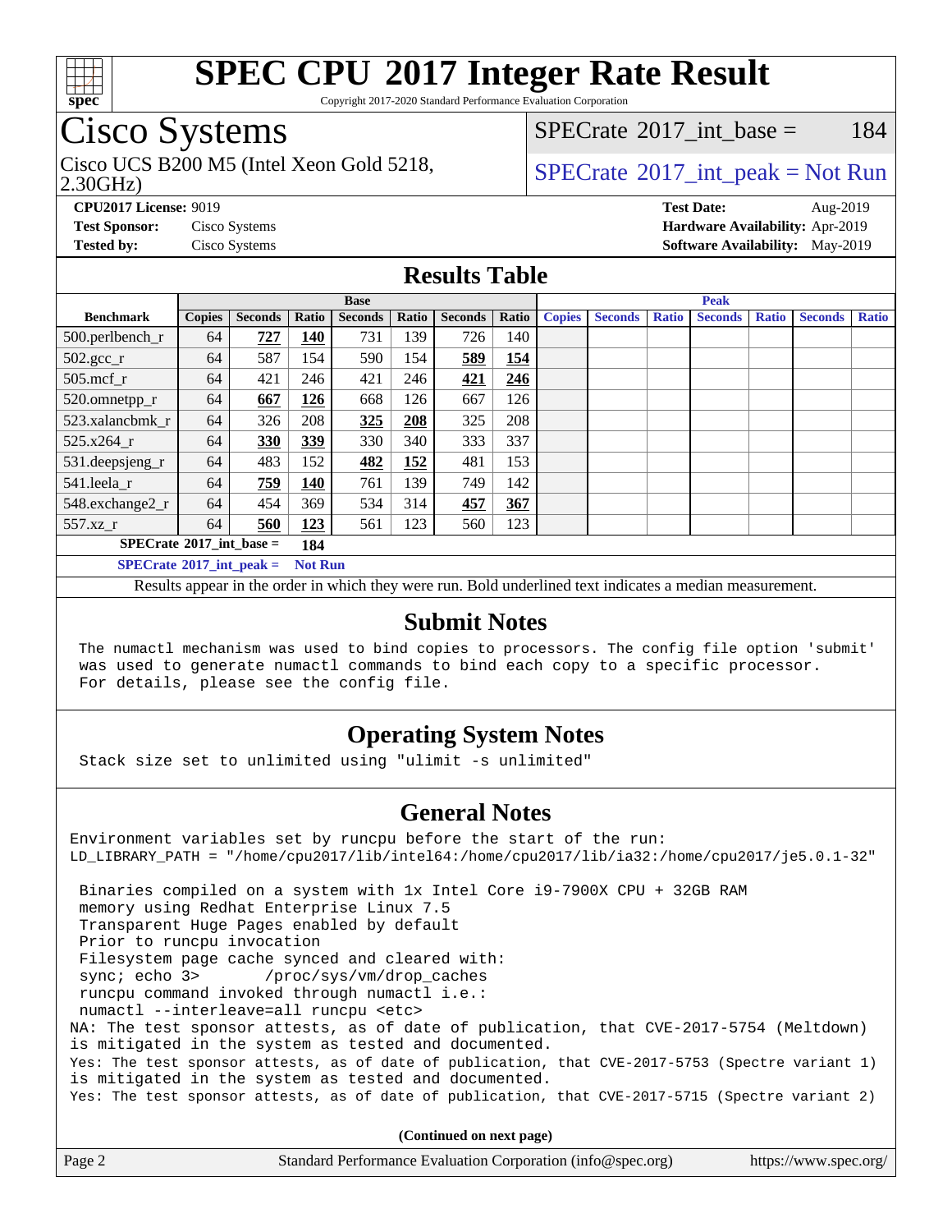# SPEC CPU 2017 Integer Rate Result

Copyright 2017-2020 Standard Performance Evaluation Corporation

## Cisco Systems

Cisco UCS B200 M5 (Intel Xeon Gold 5218, 2.30GHz)

SPECrate 2017_int_base = 184

SPECrate 2017_int_peak = Not Run

**CPU2017 License:** 9019
**Test Sponsor:** Cisco Systems
**Tested by:** Cisco Systems

**Test Date:** Aug-2019
**Hardware Availability:** Apr-2019
**Software Availability:** May-2019

## Results Table

| Benchmark | Base | | | | | | | Peak | | | | | | |
|---|---|---|---|---|---|---|---|---|---|---|---|---|---|---|
| | Copies | Seconds | Ratio | Seconds | Ratio | Seconds | Ratio | Copies | Seconds | Ratio | Seconds | Ratio | Seconds | Ratio |
| 500.perlbench_r | 64 | **727** | **140** | 731 | 139 | 726 | 140 | | | | | | | |
| 502.gcc_r | 64 | 587 | 154 | 590 | 154 | **589** | **154** | | | | | | | |
| 505.mcf_r | 64 | 421 | 246 | 421 | 246 | **421** | **246** | | | | | | | |
| 520.omnetpp_r | 64 | **667** | **126** | 668 | 126 | 667 | 126 | | | | | | | |
| 523.xalancbmk_r | 64 | 326 | 208 | **325** | **208** | 325 | 208 | | | | | | | |
| 525.x264_r | 64 | **330** | **339** | 330 | 340 | 333 | 337 | | | | | | | |
| 531.deepsjeng_r | 64 | 483 | 152 | **482** | **152** | 481 | 153 | | | | | | | |
| 541.leela_r | 64 | **759** | **140** | 761 | 139 | 749 | 142 | | | | | | | |
| 548.exchange2_r | 64 | 454 | 369 | 534 | 314 | **457** | **367** | | | | | | | |
| 557.xz_r | 64 | **560** | **123** | 561 | 123 | 560 | 123 | | | | | | | |

**SPECrate 2017_int_base = 184**

**SPECrate 2017_int_peak = Not Run**

Results appear in the order in which they were run. Bold underlined text indicates a median measurement.

## Submit Notes

```
The numactl mechanism was used to bind copies to processors. The config file option 'submit'
was used to generate numactl commands to bind each copy to a specific processor.
For details, please see the config file.
```

## Operating System Notes

```
Stack size set to unlimited using "ulimit -s unlimited"
```

## General Notes

```
Environment variables set by runcpu before the start of the run:
LD_LIBRARY_PATH = "/home/cpu2017/lib/intel64:/home/cpu2017/lib/ia32:/home/cpu2017/je5.0.1-32"

 Binaries compiled on a system with 1x Intel Core i9-7900X CPU + 32GB RAM
 memory using Redhat Enterprise Linux 7.5
 Transparent Huge Pages enabled by default
 Prior to runcpu invocation
 Filesystem page cache synced and cleared with:
 sync; echo 3>       /proc/sys/vm/drop_caches
 runcpu command invoked through numactl i.e.:
 numactl --interleave=all runcpu <etc>
NA: The test sponsor attests, as of date of publication, that CVE-2017-5754 (Meltdown)
is mitigated in the system as tested and documented.
Yes: The test sponsor attests, as of date of publication, that CVE-2017-5753 (Spectre variant 1)
is mitigated in the system as tested and documented.
Yes: The test sponsor attests, as of date of publication, that CVE-2017-5715 (Spectre variant 2)
```

**(Continued on next page)**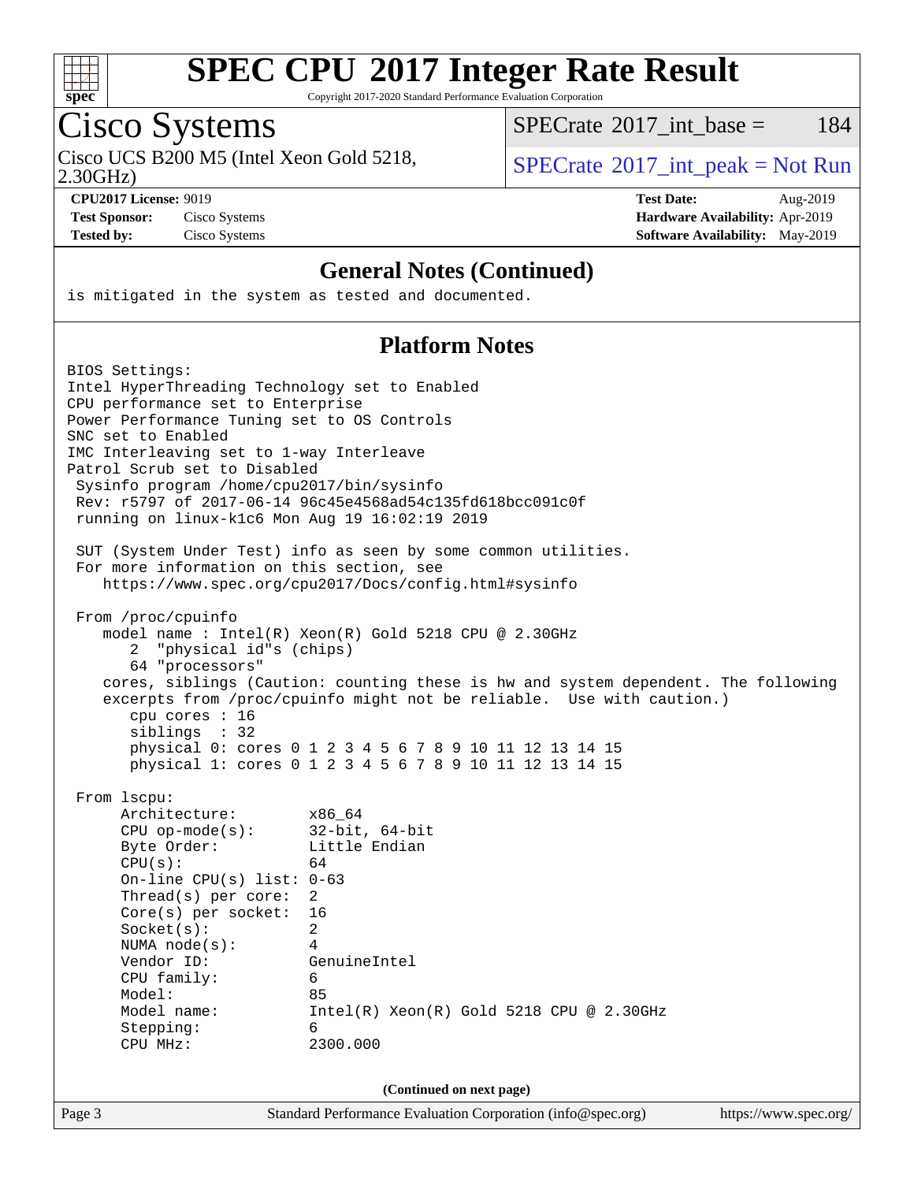# SPEC CPU 2017 Integer Rate Result

Copyright 2017-2020 Standard Performance Evaluation Corporation

## Cisco Systems

Cisco UCS B200 M5 (Intel Xeon Gold 5218, 2.30GHz)

SPECrate 2017_int_base = 184

SPECrate 2017_int_peak = Not Run

**CPU2017 License:** 9019
**Test Sponsor:** Cisco Systems
**Tested by:** Cisco Systems

**Test Date:** Aug-2019
**Hardware Availability:** Apr-2019
**Software Availability:** May-2019

### General Notes (Continued)

```
is mitigated in the system as tested and documented.
```

### Platform Notes

```
BIOS Settings:
Intel HyperThreading Technology set to Enabled
CPU performance set to Enterprise
Power Performance Tuning set to OS Controls
SNC set to Enabled
IMC Interleaving set to 1-way Interleave
Patrol Scrub set to Disabled
 Sysinfo program /home/cpu2017/bin/sysinfo
 Rev: r5797 of 2017-06-14 96c45e4568ad54c135fd618bcc091c0f
 running on linux-k1c6 Mon Aug 19 16:02:19 2019

 SUT (System Under Test) info as seen by some common utilities.
 For more information on this section, see
    https://www.spec.org/cpu2017/Docs/config.html#sysinfo

 From /proc/cpuinfo
    model name : Intel(R) Xeon(R) Gold 5218 CPU @ 2.30GHz
       2  "physical id"s (chips)
       64 "processors"
    cores, siblings (Caution: counting these is hw and system dependent. The following
    excerpts from /proc/cpuinfo might not be reliable.  Use with caution.)
       cpu cores : 16
       siblings  : 32
       physical 0: cores 0 1 2 3 4 5 6 7 8 9 10 11 12 13 14 15
       physical 1: cores 0 1 2 3 4 5 6 7 8 9 10 11 12 13 14 15

 From lscpu:
      Architecture:          x86_64
      CPU op-mode(s):        32-bit, 64-bit
      Byte Order:            Little Endian
      CPU(s):                64
      On-line CPU(s) list:   0-63
      Thread(s) per core:    2
      Core(s) per socket:    16
      Socket(s):             2
      NUMA node(s):          4
      Vendor ID:             GenuineIntel
      CPU family:            6
      Model:                 85
      Model name:            Intel(R) Xeon(R) Gold 5218 CPU @ 2.30GHz
      Stepping:              6
      CPU MHz:               2300.000
```

(Continued on next page)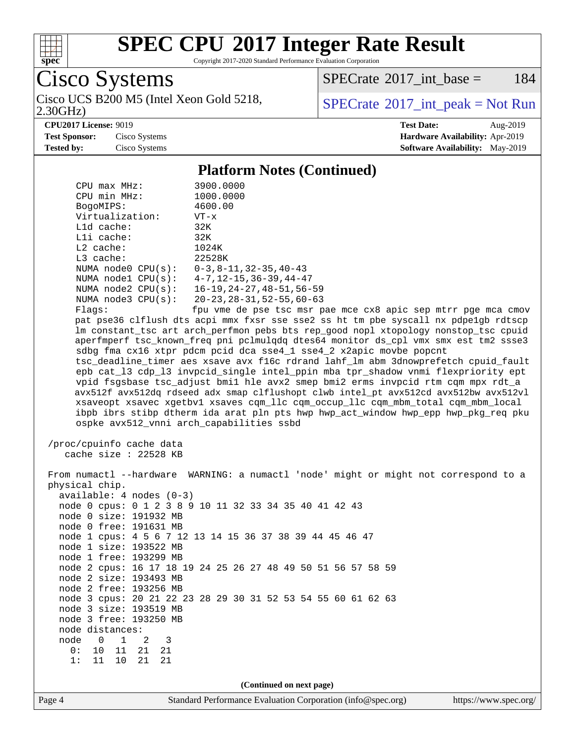## Platform Notes (Continued)

```
     CPU max MHz:           3900.0000
     CPU min MHz:           1000.0000
     BogoMIPS:              4600.00
     Virtualization:        VT-x
     L1d cache:             32K
     L1i cache:             32K
     L2 cache:              1024K
     L3 cache:              22528K
     NUMA node0 CPU(s):     0-3,8-11,32-35,40-43
     NUMA node1 CPU(s):     4-7,12-15,36-39,44-47
     NUMA node2 CPU(s):     16-19,24-27,48-51,56-59
     NUMA node3 CPU(s):     20-23,28-31,52-55,60-63
     Flags:                 fpu vme de pse tsc msr pae mce cx8 apic sep mtrr pge mca cmov
     pat pse36 clflush dts acpi mmx fxsr sse sse2 ss ht tm pbe syscall nx pdpe1gb rdtscp
     lm constant_tsc art arch_perfmon pebs bts rep_good nopl xtopology nonstop_tsc cpuid
     aperfmperf tsc_known_freq pni pclmulqdq dtes64 monitor ds_cpl vmx smx est tm2 ssse3
     sdbg fma cx16 xtpr pdcm pcid dca sse4_1 sse4_2 x2apic movbe popcnt
     tsc_deadline_timer aes xsave avx f16c rdrand lahf_lm abm 3dnowprefetch cpuid_fault
     epb cat_l3 cdp_l3 invpcid_single intel_ppin mba tpr_shadow vnmi flexpriority ept
     vpid fsgsbase tsc_adjust bmi1 hle avx2 smep bmi2 erms invpcid rtm cqm mpx rdt_a
     avx512f avx512dq rdseed adx smap clflushopt clwb intel_pt avx512cd avx512bw avx512vl
     xsaveopt xsavec xgetbv1 xsaves cqm_llc cqm_occup_llc cqm_mbm_total cqm_mbm_local
     ibpb ibrs stibp dtherm ida arat pln pts hwp hwp_act_window hwp_epp hwp_pkg_req pku
     ospke avx512_vnni arch_capabilities ssbd

 /proc/cpuinfo cache data
    cache size : 22528 KB

 From numactl --hardware  WARNING: a numactl 'node' might or might not correspond to a
 physical chip.
   available: 4 nodes (0-3)
   node 0 cpus: 0 1 2 3 8 9 10 11 32 33 34 35 40 41 42 43
   node 0 size: 191932 MB
   node 0 free: 191631 MB
   node 1 cpus: 4 5 6 7 12 13 14 15 36 37 38 39 44 45 46 47
   node 1 size: 193522 MB
   node 1 free: 193299 MB
   node 2 cpus: 16 17 18 19 24 25 26 27 48 49 50 51 56 57 58 59
   node 2 size: 193493 MB
   node 2 free: 193256 MB
   node 3 cpus: 20 21 22 23 28 29 30 31 52 53 54 55 60 61 62 63
   node 3 size: 193519 MB
   node 3 free: 193250 MB
   node distances:
   node   0   1   2   3
     0:  10  11  21  21
     1:  11  10  21  21
```

(Continued on next page)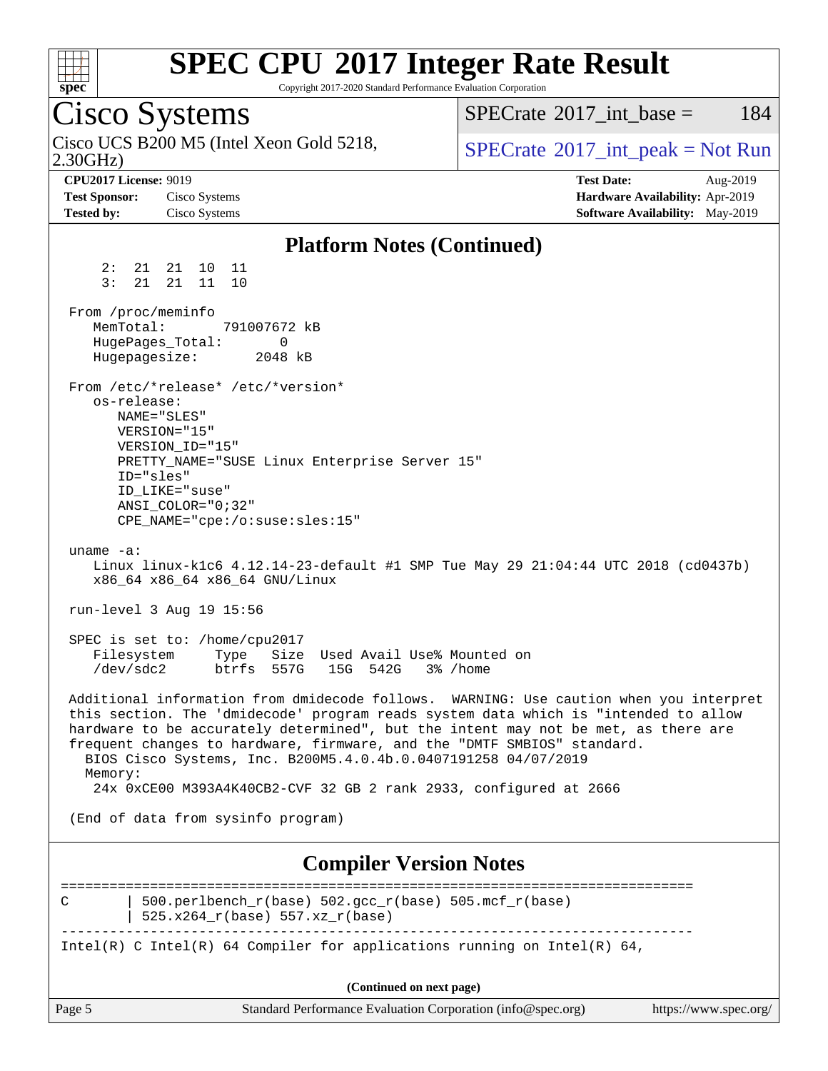## Platform Notes (Continued)

```
     2:  21  21  10  11
     3:  21  21  11  10

 From /proc/meminfo
    MemTotal:       791007672 kB
    HugePages_Total:       0
    Hugepagesize:       2048 kB

 From /etc/*release* /etc/*version*
    os-release:
       NAME="SLES"
       VERSION="15"
       VERSION_ID="15"
       PRETTY_NAME="SUSE Linux Enterprise Server 15"
       ID="sles"
       ID_LIKE="suse"
       ANSI_COLOR="0;32"
       CPE_NAME="cpe:/o:suse:sles:15"

 uname -a:
    Linux linux-k1c6 4.12.14-23-default #1 SMP Tue May 29 21:04:44 UTC 2018 (cd0437b)
    x86_64 x86_64 x86_64 GNU/Linux

 run-level 3 Aug 19 15:56

 SPEC is set to: /home/cpu2017
    Filesystem     Type   Size  Used Avail Use% Mounted on
    /dev/sdc2      btrfs  557G   15G  542G   3% /home

 Additional information from dmidecode follows.  WARNING: Use caution when you interpret
 this section. The 'dmidecode' program reads system data which is "intended to allow
 hardware to be accurately determined", but the intent may not be met, as there are
 frequent changes to hardware, firmware, and the "DMTF SMBIOS" standard.
   BIOS Cisco Systems, Inc. B200M5.4.0.4b.0.0407191258 04/07/2019
   Memory:
    24x 0xCE00 M393A4K40CB2-CVF 32 GB 2 rank 2933, configured at 2666

 (End of data from sysinfo program)
```

## Compiler Version Notes

```
==============================================================================
C       | 500.perlbench_r(base) 502.gcc_r(base) 505.mcf_r(base)
        | 525.x264_r(base) 557.xz_r(base)
------------------------------------------------------------------------------
Intel(R) C Intel(R) 64 Compiler for applications running on Intel(R) 64,
```

(Continued on next page)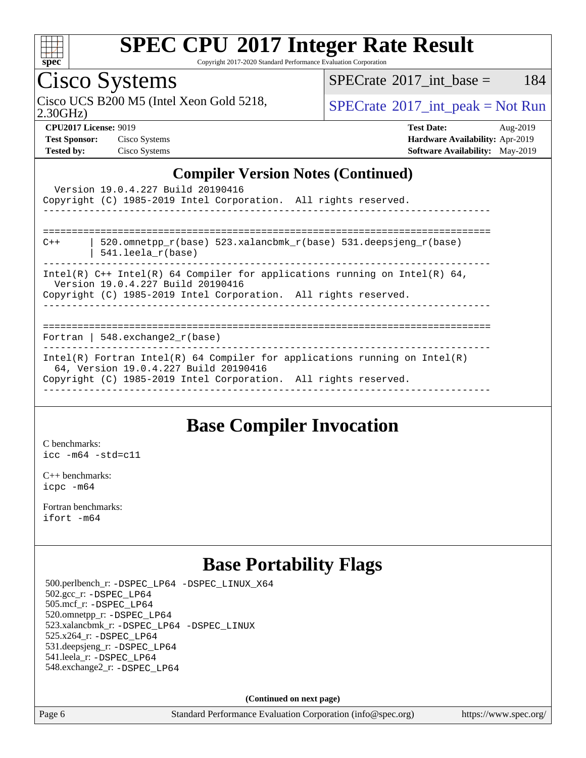# SPEC CPU 2017 Integer Rate Result

Copyright 2017-2020 Standard Performance Evaluation Corporation

## Cisco Systems

Cisco UCS B200 M5 (Intel Xeon Gold 5218, 2.30GHz)

SPECrate 2017_int_base = 184

SPECrate 2017_int_peak = Not Run

**CPU2017 License:** 9019
**Test Sponsor:** Cisco Systems
**Tested by:** Cisco Systems

**Test Date:** Aug-2019
**Hardware Availability:** Apr-2019
**Software Availability:** May-2019

## Compiler Version Notes (Continued)

```
  Version 19.0.4.227 Build 20190416
Copyright (C) 1985-2019 Intel Corporation.  All rights reserved.
------------------------------------------------------------------------------

==============================================================================
C++      | 520.omnetpp_r(base) 523.xalancbmk_r(base) 531.deepsjeng_r(base)
         | 541.leela_r(base)
------------------------------------------------------------------------------
Intel(R) C++ Intel(R) 64 Compiler for applications running on Intel(R) 64,
  Version 19.0.4.227 Build 20190416
Copyright (C) 1985-2019 Intel Corporation.  All rights reserved.
------------------------------------------------------------------------------

==============================================================================
Fortran | 548.exchange2_r(base)
------------------------------------------------------------------------------
Intel(R) Fortran Intel(R) 64 Compiler for applications running on Intel(R)
  64, Version 19.0.4.227 Build 20190416
Copyright (C) 1985-2019 Intel Corporation.  All rights reserved.
------------------------------------------------------------------------------
```

## Base Compiler Invocation

C benchmarks:
`icc -m64 -std=c11`

C++ benchmarks:
`icpc -m64`

Fortran benchmarks:
`ifort -m64`

## Base Portability Flags

500.perlbench_r: `-DSPEC_LP64 -DSPEC_LINUX_X64`
502.gcc_r: `-DSPEC_LP64`
505.mcf_r: `-DSPEC_LP64`
520.omnetpp_r: `-DSPEC_LP64`
523.xalancbmk_r: `-DSPEC_LP64 -DSPEC_LINUX`
525.x264_r: `-DSPEC_LP64`
531.deepsjeng_r: `-DSPEC_LP64`
541.leela_r: `-DSPEC_LP64`
548.exchange2_r: `-DSPEC_LP64`

**(Continued on next page)**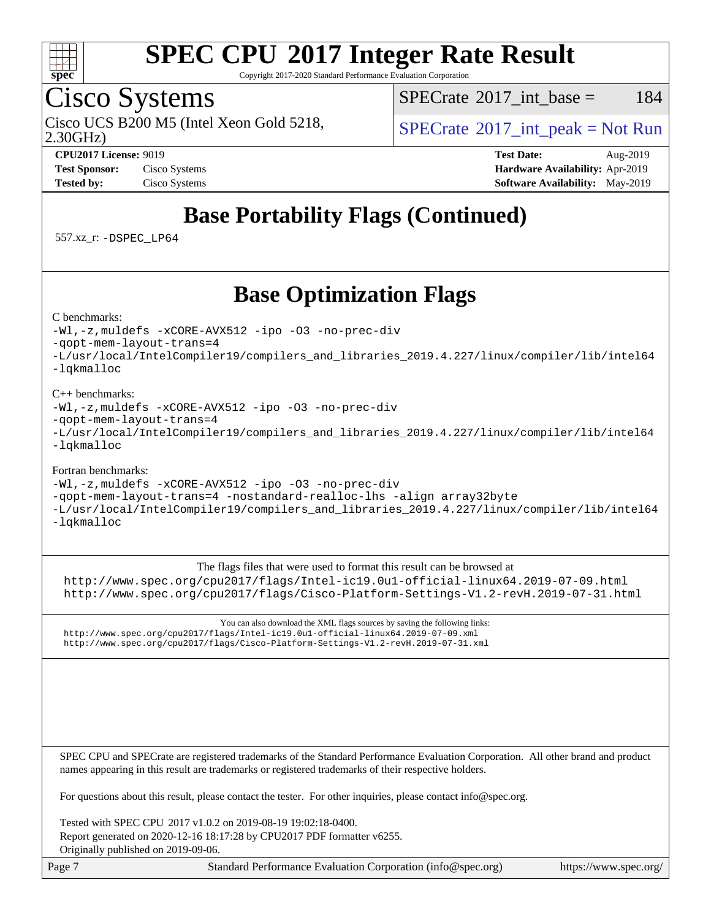# SPEC CPU 2017 Integer Rate Result

Copyright 2017-2020 Standard Performance Evaluation Corporation

## Cisco Systems

Cisco UCS B200 M5 (Intel Xeon Gold 5218, 2.30GHz)

SPECrate 2017_int_base = 184

SPECrate 2017_int_peak = Not Run

**CPU2017 License:** 9019
**Test Sponsor:** Cisco Systems
**Tested by:** Cisco Systems

**Test Date:** Aug-2019
**Hardware Availability:** Apr-2019
**Software Availability:** May-2019

## Base Portability Flags (Continued)

557.xz_r: -DSPEC_LP64

## Base Optimization Flags

C benchmarks:
```
-Wl,-z,muldefs -xCORE-AVX512 -ipo -O3 -no-prec-div
-qopt-mem-layout-trans=4
-L/usr/local/IntelCompiler19/compilers_and_libraries_2019.4.227/linux/compiler/lib/intel64
-lqkmalloc
```

C++ benchmarks:
```
-Wl,-z,muldefs -xCORE-AVX512 -ipo -O3 -no-prec-div
-qopt-mem-layout-trans=4
-L/usr/local/IntelCompiler19/compilers_and_libraries_2019.4.227/linux/compiler/lib/intel64
-lqkmalloc
```

Fortran benchmarks:
```
-Wl,-z,muldefs -xCORE-AVX512 -ipo -O3 -no-prec-div
-qopt-mem-layout-trans=4 -nostandard-realloc-lhs -align array32byte
-L/usr/local/IntelCompiler19/compilers_and_libraries_2019.4.227/linux/compiler/lib/intel64
-lqkmalloc
```

The flags files that were used to format this result can be browsed at
http://www.spec.org/cpu2017/flags/Intel-ic19.0u1-official-linux64.2019-07-09.html
http://www.spec.org/cpu2017/flags/Cisco-Platform-Settings-V1.2-revH.2019-07-31.html

You can also download the XML flags sources by saving the following links:
http://www.spec.org/cpu2017/flags/Intel-ic19.0u1-official-linux64.2019-07-09.xml
http://www.spec.org/cpu2017/flags/Cisco-Platform-Settings-V1.2-revH.2019-07-31.xml

SPEC CPU and SPECrate are registered trademarks of the Standard Performance Evaluation Corporation. All other brand and product names appearing in this result are trademarks or registered trademarks of their respective holders.

For questions about this result, please contact the tester. For other inquiries, please contact info@spec.org.

Tested with SPEC CPU 2017 v1.0.2 on 2019-08-19 19:02:18-0400.
Report generated on 2020-12-16 18:17:28 by CPU2017 PDF formatter v6255.
Originally published on 2019-09-06.